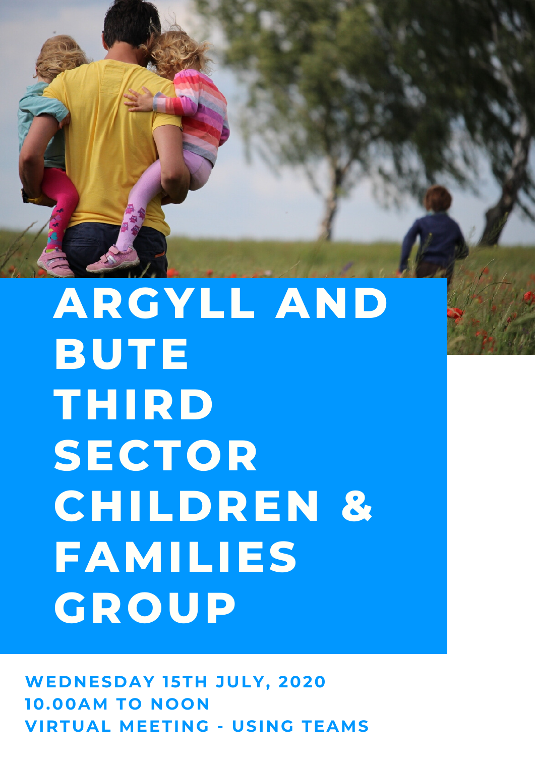# ARGYLL AND BUTE THIRD SECTOR CHILDREN & FAMILIES GROUP

**WEDNESDAY 15TH JULY, 2020**
**10.00AM TO NOON**
**VIRTUAL MEETING - USING TEAMS**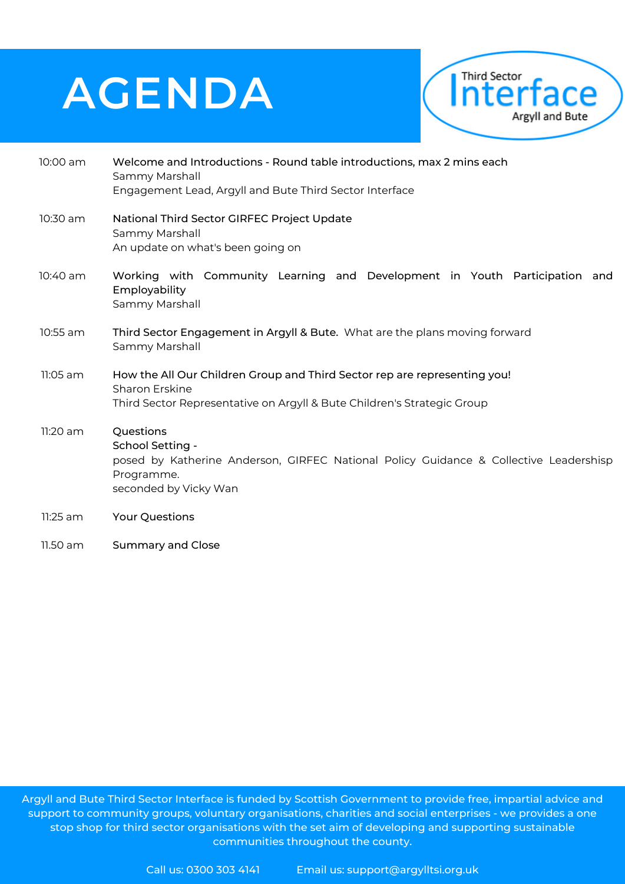# AGENDA

Third Sector Interface Argyll and Bute

| | |
|---|---|
| 10:00 am | Welcome and Introductions - Round table introductions, max 2 mins each<br>Sammy Marshall<br>Engagement Lead, Argyll and Bute Third Sector Interface |
| 10:30 am | National Third Sector GIRFEC Project Update<br>Sammy Marshall<br>An update on what's been going on |
| 10:40 am | Working with Community Learning and Development in Youth Participation and Employability<br>Sammy Marshall |
| 10:55 am | Third Sector Engagement in Argyll & Bute. What are the plans moving forward<br>Sammy Marshall |
| 11:05 am | How the All Our Children Group and Third Sector rep are representing you!<br>Sharon Erskine<br>Third Sector Representative on Argyll & Bute Children's Strategic Group |
| 11:20 am | Questions<br>School Setting -<br>posed by Katherine Anderson, GIRFEC National Policy Guidance & Collective Leadershisp Programme.<br>seconded by Vicky Wan |
| 11:25 am | Your Questions |
| 11.50 am | Summary and Close |

Argyll and Bute Third Sector Interface is funded by Scottish Government to provide free, impartial advice and support to community groups, voluntary organisations, charities and social enterprises - we provides a one stop shop for third sector organisations with the set aim of developing and supporting sustainable communities throughout the county.

Call us: 0300 303 4141 Email us: support@argylltsi.org.uk